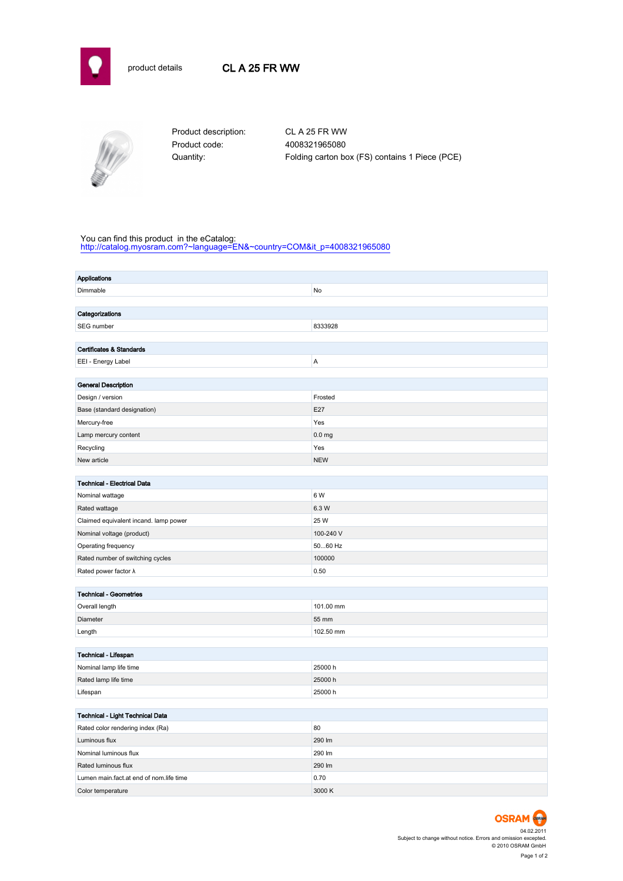product details

# CL A 25 FR WW

Product description: CL A 25 FR WW
Product code: 4008321965080
Quantity: Folding carton box (FS) contains 1 Piece (PCE)

You can find this product in the eCatalog:
http://catalog.myosram.com?~language=EN&~country=COM&it_p=4008321965080

| **Applications** | |
|---|---|
| Dimmable | No |

| **Categorizations** | |
|---|---|
| SEG number | 8333928 |

| **Certificates & Standards** | |
|---|---|
| EEI - Energy Label | A |

| **General Description** | |
|---|---|
| Design / version | Frosted |
| Base (standard designation) | E27 |
| Mercury-free | Yes |
| Lamp mercury content | 0.0 mg |
| Recycling | Yes |
| New article | NEW |

| **Technical - Electrical Data** | |
|---|---|
| Nominal wattage | 6 W |
| Rated wattage | 6.3 W |
| Claimed equivalent incand. lamp power | 25 W |
| Nominal voltage (product) | 100-240 V |
| Operating frequency | 50...60 Hz |
| Rated number of switching cycles | 100000 |
| Rated power factor λ | 0.50 |

| **Technical - Geometries** | |
|---|---|
| Overall length | 101.00 mm |
| Diameter | 55 mm |
| Length | 102.50 mm |

| **Technical - Lifespan** | |
|---|---|
| Nominal lamp life time | 25000 h |
| Rated lamp life time | 25000 h |
| Lifespan | 25000 h |

| **Technical - Light Technical Data** | |
|---|---|
| Rated color rendering index (Ra) | 80 |
| Luminous flux | 290 lm |
| Nominal luminous flux | 290 lm |
| Rated luminous flux | 290 lm |
| Lumen main.fact.at end of nom.life time | 0.70 |
| Color temperature | 3000 K |

OSRAM

04.02.2011
Subject to change without notice. Errors and omission excepted.
© 2010 OSRAM GmbH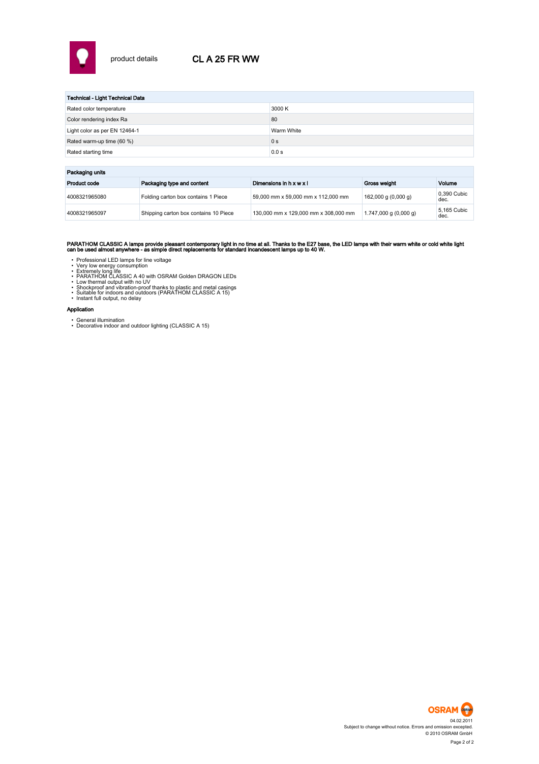product details **CL A 25 FR WW**

| Technical - Light Technical Data | |
|---|---|
| Rated color temperature | 3000 K |
| Color rendering index Ra | 80 |
| Light color as per EN 12464-1 | Warm White |
| Rated warm-up time (60 %) | 0 s |
| Rated starting time | 0.0 s |

**Packaging units**

| Product code | Packaging type and content | Dimensions in h x w x l | Gross weight | Volume |
|---|---|---|---|---|
| 4008321965080 | Folding carton box contains 1 Piece | 59,000 mm x 59,000 mm x 112,000 mm | 162,000 g (0,000 g) | 0,390 Cubic dec. |
| 4008321965097 | Shipping carton box contains 10 Piece | 130,000 mm x 129,000 mm x 308,000 mm | 1.747,000 g (0,000 g) | 5,165 Cubic dec. |

**PARATHOM CLASSIC A lamps provide pleasant contemporary light in no time at all. Thanks to the E27 base, the LED lamps with their warm white or cold white light can be used almost anywhere - as simple direct replacements for standard incandescent lamps up to 40 W.**

- Professional LED lamps for line voltage
- Very low energy consumption
- Extremely long life
- PARATHOM CLASSIC A 40 with OSRAM Golden DRAGON LEDs
- Low thermal output with no UV
- Shockproof and vibration-proof thanks to plastic and metal casings
- Suitable for indoors and outdoors (PARATHOM CLASSIC A 15)
- Instant full output, no delay

### Application

- General illumination
- Decorative indoor and outdoor lighting (CLASSIC A 15)

04.02.2011
Subject to change without notice. Errors and omission excepted.
© 2010 OSRAM GmbH